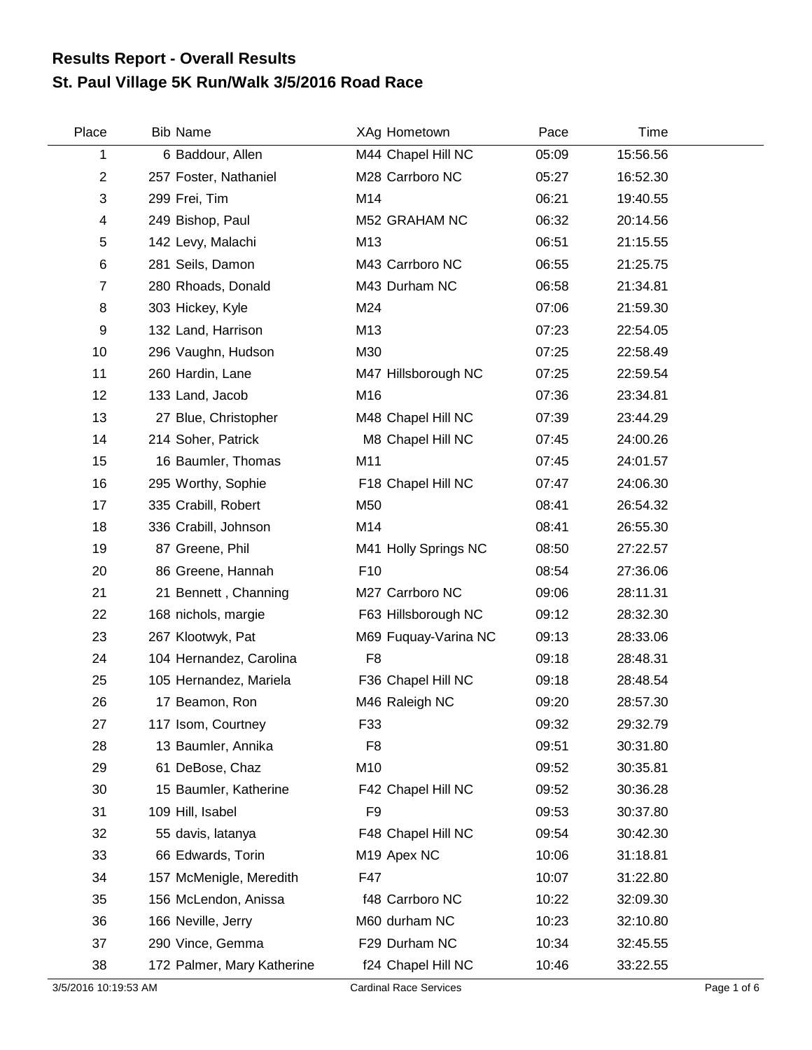# Results Report - Overall Results
## St. Paul Village 5K Run/Walk 3/5/2016 Road Race

| Place | Bib | Name | XAg | Hometown | Pace | Time |
|---|---|---|---|---|---|---|
| 1 | 6 | Baddour, Allen | M44 | Chapel Hill NC | 05:09 | 15:56.56 |
| 2 | 257 | Foster, Nathaniel | M28 | Carrboro NC | 05:27 | 16:52.30 |
| 3 | 299 | Frei, Tim | M14 | | 06:21 | 19:40.55 |
| 4 | 249 | Bishop, Paul | M52 | GRAHAM NC | 06:32 | 20:14.56 |
| 5 | 142 | Levy, Malachi | M13 | | 06:51 | 21:15.55 |
| 6 | 281 | Seils, Damon | M43 | Carrboro NC | 06:55 | 21:25.75 |
| 7 | 280 | Rhoads, Donald | M43 | Durham NC | 06:58 | 21:34.81 |
| 8 | 303 | Hickey, Kyle | M24 | | 07:06 | 21:59.30 |
| 9 | 132 | Land, Harrison | M13 | | 07:23 | 22:54.05 |
| 10 | 296 | Vaughn, Hudson | M30 | | 07:25 | 22:58.49 |
| 11 | 260 | Hardin, Lane | M47 | Hillsborough NC | 07:25 | 22:59.54 |
| 12 | 133 | Land, Jacob | M16 | | 07:36 | 23:34.81 |
| 13 | 27 | Blue, Christopher | M48 | Chapel Hill NC | 07:39 | 23:44.29 |
| 14 | 214 | Soher, Patrick | M8 | Chapel Hill NC | 07:45 | 24:00.26 |
| 15 | 16 | Baumler, Thomas | M11 | | 07:45 | 24:01.57 |
| 16 | 295 | Worthy, Sophie | F18 | Chapel Hill NC | 07:47 | 24:06.30 |
| 17 | 335 | Crabill, Robert | M50 | | 08:41 | 26:54.32 |
| 18 | 336 | Crabill, Johnson | M14 | | 08:41 | 26:55.30 |
| 19 | 87 | Greene, Phil | M41 | Holly Springs NC | 08:50 | 27:22.57 |
| 20 | 86 | Greene, Hannah | F10 | | 08:54 | 27:36.06 |
| 21 | 21 | Bennett , Channing | M27 | Carrboro NC | 09:06 | 28:11.31 |
| 22 | 168 | nichols, margie | F63 | Hillsborough NC | 09:12 | 28:32.30 |
| 23 | 267 | Klootwyk, Pat | M69 | Fuquay-Varina NC | 09:13 | 28:33.06 |
| 24 | 104 | Hernandez, Carolina | F8 | | 09:18 | 28:48.31 |
| 25 | 105 | Hernandez, Mariela | F36 | Chapel Hill NC | 09:18 | 28:48.54 |
| 26 | 17 | Beamon, Ron | M46 | Raleigh NC | 09:20 | 28:57.30 |
| 27 | 117 | Isom, Courtney | F33 | | 09:32 | 29:32.79 |
| 28 | 13 | Baumler, Annika | F8 | | 09:51 | 30:31.80 |
| 29 | 61 | DeBose, Chaz | M10 | | 09:52 | 30:35.81 |
| 30 | 15 | Baumler, Katherine | F42 | Chapel Hill NC | 09:52 | 30:36.28 |
| 31 | 109 | Hill, Isabel | F9 | | 09:53 | 30:37.80 |
| 32 | 55 | davis, latanya | F48 | Chapel Hill NC | 09:54 | 30:42.30 |
| 33 | 66 | Edwards, Torin | M19 | Apex NC | 10:06 | 31:18.81 |
| 34 | 157 | McMenigle, Meredith | F47 | | 10:07 | 31:22.80 |
| 35 | 156 | McLendon, Anissa | f48 | Carrboro NC | 10:22 | 32:09.30 |
| 36 | 166 | Neville, Jerry | M60 | durham NC | 10:23 | 32:10.80 |
| 37 | 290 | Vince, Gemma | F29 | Durham NC | 10:34 | 32:45.55 |
| 38 | 172 | Palmer, Mary Katherine | f24 | Chapel Hill NC | 10:46 | 33:22.55 |

3/5/2016 10:19:53 AM — Cardinal Race Services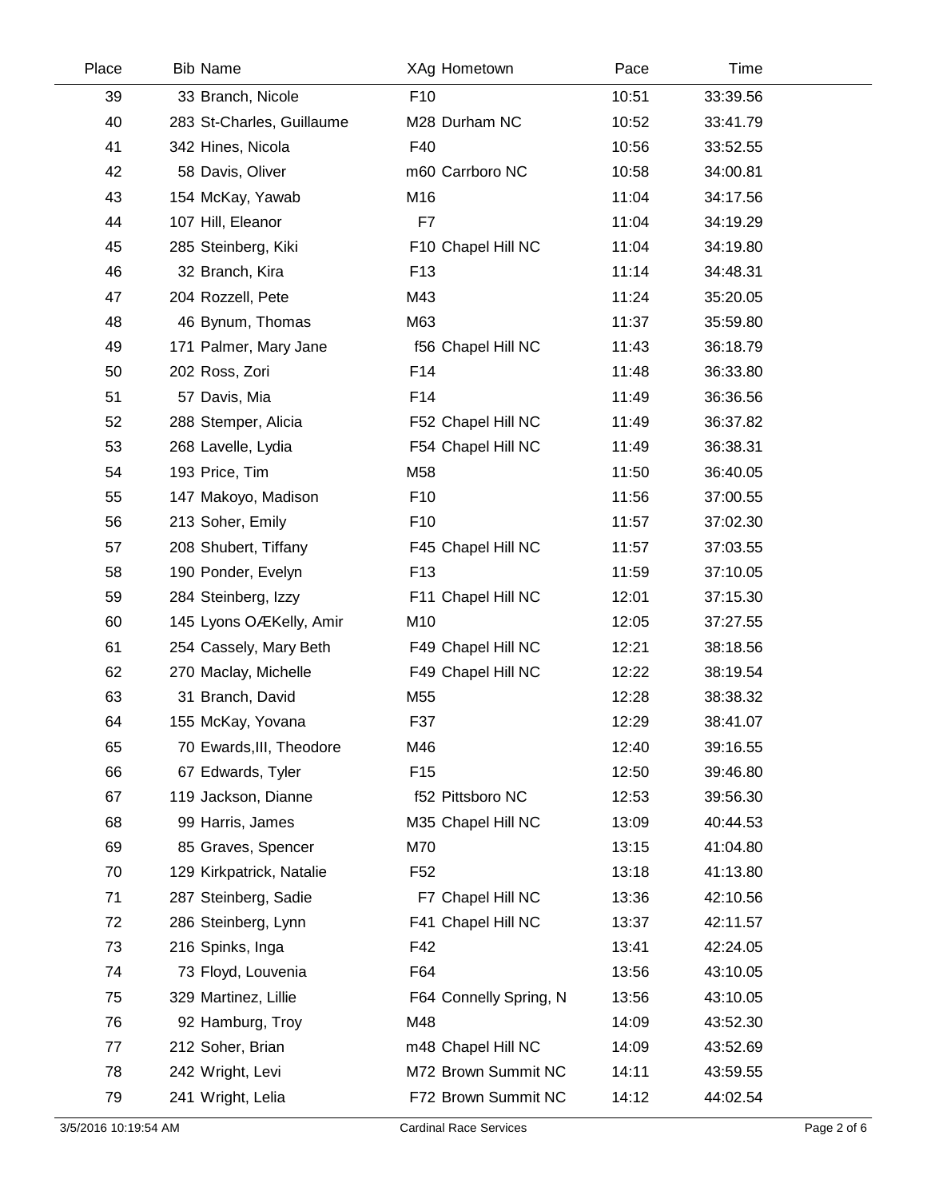| Place | Bib | Name | XAg | Hometown | Pace | Time |
|---|---|---|---|---|---|---|
| 39 | 33 | Branch, Nicole | F10 | | 10:51 | 33:39.56 |
| 40 | 283 | St-Charles, Guillaume | M28 | Durham NC | 10:52 | 33:41.79 |
| 41 | 342 | Hines, Nicola | F40 | | 10:56 | 33:52.55 |
| 42 | 58 | Davis, Oliver | m60 | Carrboro NC | 10:58 | 34:00.81 |
| 43 | 154 | McKay, Yawab | M16 | | 11:04 | 34:17.56 |
| 44 | 107 | Hill, Eleanor | F7 | | 11:04 | 34:19.29 |
| 45 | 285 | Steinberg, Kiki | F10 | Chapel Hill NC | 11:04 | 34:19.80 |
| 46 | 32 | Branch, Kira | F13 | | 11:14 | 34:48.31 |
| 47 | 204 | Rozzell, Pete | M43 | | 11:24 | 35:20.05 |
| 48 | 46 | Bynum, Thomas | M63 | | 11:37 | 35:59.80 |
| 49 | 171 | Palmer, Mary Jane | f56 | Chapel Hill NC | 11:43 | 36:18.79 |
| 50 | 202 | Ross, Zori | F14 | | 11:48 | 36:33.80 |
| 51 | 57 | Davis, Mia | F14 | | 11:49 | 36:36.56 |
| 52 | 288 | Stemper, Alicia | F52 | Chapel Hill NC | 11:49 | 36:37.82 |
| 53 | 268 | Lavelle, Lydia | F54 | Chapel Hill NC | 11:49 | 36:38.31 |
| 54 | 193 | Price, Tim | M58 | | 11:50 | 36:40.05 |
| 55 | 147 | Makoyo, Madison | F10 | | 11:56 | 37:00.55 |
| 56 | 213 | Soher, Emily | F10 | | 11:57 | 37:02.30 |
| 57 | 208 | Shubert, Tiffany | F45 | Chapel Hill NC | 11:57 | 37:03.55 |
| 58 | 190 | Ponder, Evelyn | F13 | | 11:59 | 37:10.05 |
| 59 | 284 | Steinberg, Izzy | F11 | Chapel Hill NC | 12:01 | 37:15.30 |
| 60 | 145 | Lyons OÆKelly, Amir | M10 | | 12:05 | 37:27.55 |
| 61 | 254 | Cassely, Mary Beth | F49 | Chapel Hill NC | 12:21 | 38:18.56 |
| 62 | 270 | Maclay, Michelle | F49 | Chapel Hill NC | 12:22 | 38:19.54 |
| 63 | 31 | Branch, David | M55 | | 12:28 | 38:38.32 |
| 64 | 155 | McKay, Yovana | F37 | | 12:29 | 38:41.07 |
| 65 | 70 | Ewards,III, Theodore | M46 | | 12:40 | 39:16.55 |
| 66 | 67 | Edwards, Tyler | F15 | | 12:50 | 39:46.80 |
| 67 | 119 | Jackson, Dianne | f52 | Pittsboro NC | 12:53 | 39:56.30 |
| 68 | 99 | Harris, James | M35 | Chapel Hill NC | 13:09 | 40:44.53 |
| 69 | 85 | Graves, Spencer | M70 | | 13:15 | 41:04.80 |
| 70 | 129 | Kirkpatrick, Natalie | F52 | | 13:18 | 41:13.80 |
| 71 | 287 | Steinberg, Sadie | F7 | Chapel Hill NC | 13:36 | 42:10.56 |
| 72 | 286 | Steinberg, Lynn | F41 | Chapel Hill NC | 13:37 | 42:11.57 |
| 73 | 216 | Spinks, Inga | F42 | | 13:41 | 42:24.05 |
| 74 | 73 | Floyd, Louvenia | F64 | | 13:56 | 43:10.05 |
| 75 | 329 | Martinez, Lillie | F64 | Connelly Spring, N | 13:56 | 43:10.05 |
| 76 | 92 | Hamburg, Troy | M48 | | 14:09 | 43:52.30 |
| 77 | 212 | Soher, Brian | m48 | Chapel Hill NC | 14:09 | 43:52.69 |
| 78 | 242 | Wright, Levi | M72 | Brown Summit NC | 14:11 | 43:59.55 |
| 79 | 241 | Wright, Lelia | F72 | Brown Summit NC | 14:12 | 44:02.54 |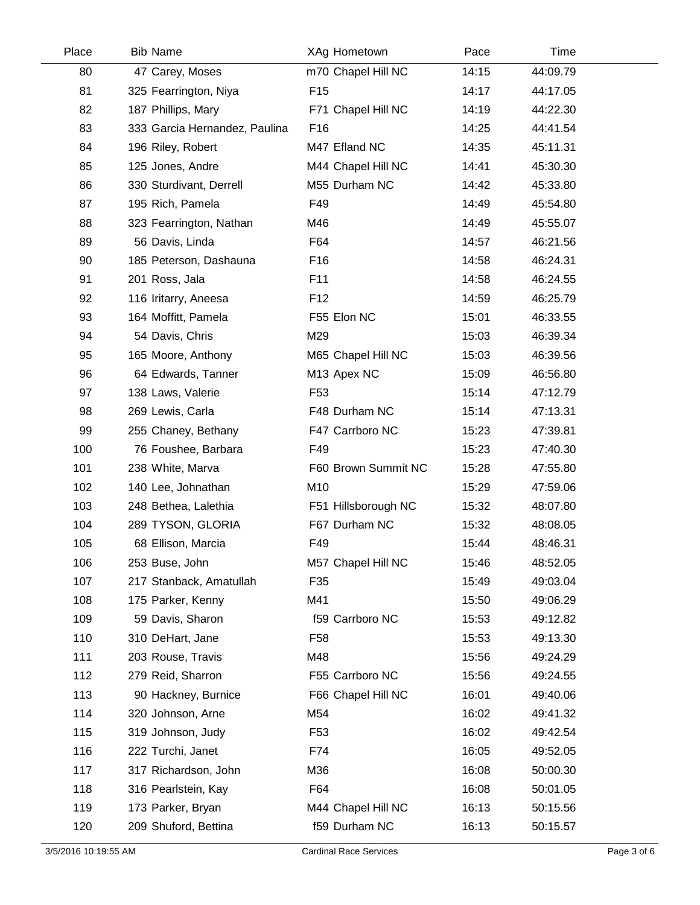| Place | Bib | Name | XAg | Hometown | Pace | Time |
|---|---|---|---|---|---|---|
| 80 | 47 | Carey, Moses | m70 | Chapel Hill NC | 14:15 | 44:09.79 |
| 81 | 325 | Fearrington, Niya | F15 | | 14:17 | 44:17.05 |
| 82 | 187 | Phillips, Mary | F71 | Chapel Hill NC | 14:19 | 44:22.30 |
| 83 | 333 | Garcia Hernandez, Paulina | F16 | | 14:25 | 44:41.54 |
| 84 | 196 | Riley, Robert | M47 | Efland NC | 14:35 | 45:11.31 |
| 85 | 125 | Jones, Andre | M44 | Chapel Hill NC | 14:41 | 45:30.30 |
| 86 | 330 | Sturdivant, Derrell | M55 | Durham NC | 14:42 | 45:33.80 |
| 87 | 195 | Rich, Pamela | F49 | | 14:49 | 45:54.80 |
| 88 | 323 | Fearrington, Nathan | M46 | | 14:49 | 45:55.07 |
| 89 | 56 | Davis, Linda | F64 | | 14:57 | 46:21.56 |
| 90 | 185 | Peterson, Dashauna | F16 | | 14:58 | 46:24.31 |
| 91 | 201 | Ross, Jala | F11 | | 14:58 | 46:24.55 |
| 92 | 116 | Iritarry, Aneesa | F12 | | 14:59 | 46:25.79 |
| 93 | 164 | Moffitt, Pamela | F55 | Elon NC | 15:01 | 46:33.55 |
| 94 | 54 | Davis, Chris | M29 | | 15:03 | 46:39.34 |
| 95 | 165 | Moore, Anthony | M65 | Chapel Hill NC | 15:03 | 46:39.56 |
| 96 | 64 | Edwards, Tanner | M13 | Apex NC | 15:09 | 46:56.80 |
| 97 | 138 | Laws, Valerie | F53 | | 15:14 | 47:12.79 |
| 98 | 269 | Lewis, Carla | F48 | Durham NC | 15:14 | 47:13.31 |
| 99 | 255 | Chaney, Bethany | F47 | Carrboro NC | 15:23 | 47:39.81 |
| 100 | 76 | Foushee, Barbara | F49 | | 15:23 | 47:40.30 |
| 101 | 238 | White, Marva | F60 | Brown Summit NC | 15:28 | 47:55.80 |
| 102 | 140 | Lee, Johnathan | M10 | | 15:29 | 47:59.06 |
| 103 | 248 | Bethea, Lalethia | F51 | Hillsborough NC | 15:32 | 48:07.80 |
| 104 | 289 | TYSON, GLORIA | F67 | Durham NC | 15:32 | 48:08.05 |
| 105 | 68 | Ellison, Marcia | F49 | | 15:44 | 48:46.31 |
| 106 | 253 | Buse, John | M57 | Chapel Hill NC | 15:46 | 48:52.05 |
| 107 | 217 | Stanback, Amatullah | F35 | | 15:49 | 49:03.04 |
| 108 | 175 | Parker, Kenny | M41 | | 15:50 | 49:06.29 |
| 109 | 59 | Davis, Sharon | f59 | Carrboro NC | 15:53 | 49:12.82 |
| 110 | 310 | DeHart, Jane | F58 | | 15:53 | 49:13.30 |
| 111 | 203 | Rouse, Travis | M48 | | 15:56 | 49:24.29 |
| 112 | 279 | Reid, Sharron | F55 | Carrboro NC | 15:56 | 49:24.55 |
| 113 | 90 | Hackney, Burnice | F66 | Chapel Hill NC | 16:01 | 49:40.06 |
| 114 | 320 | Johnson, Arne | M54 | | 16:02 | 49:41.32 |
| 115 | 319 | Johnson, Judy | F53 | | 16:02 | 49:42.54 |
| 116 | 222 | Turchi, Janet | F74 | | 16:05 | 49:52.05 |
| 117 | 317 | Richardson, John | M36 | | 16:08 | 50:00.30 |
| 118 | 316 | Pearlstein, Kay | F64 | | 16:08 | 50:01.05 |
| 119 | 173 | Parker, Bryan | M44 | Chapel Hill NC | 16:13 | 50:15.56 |
| 120 | 209 | Shuford, Bettina | f59 | Durham NC | 16:13 | 50:15.57 |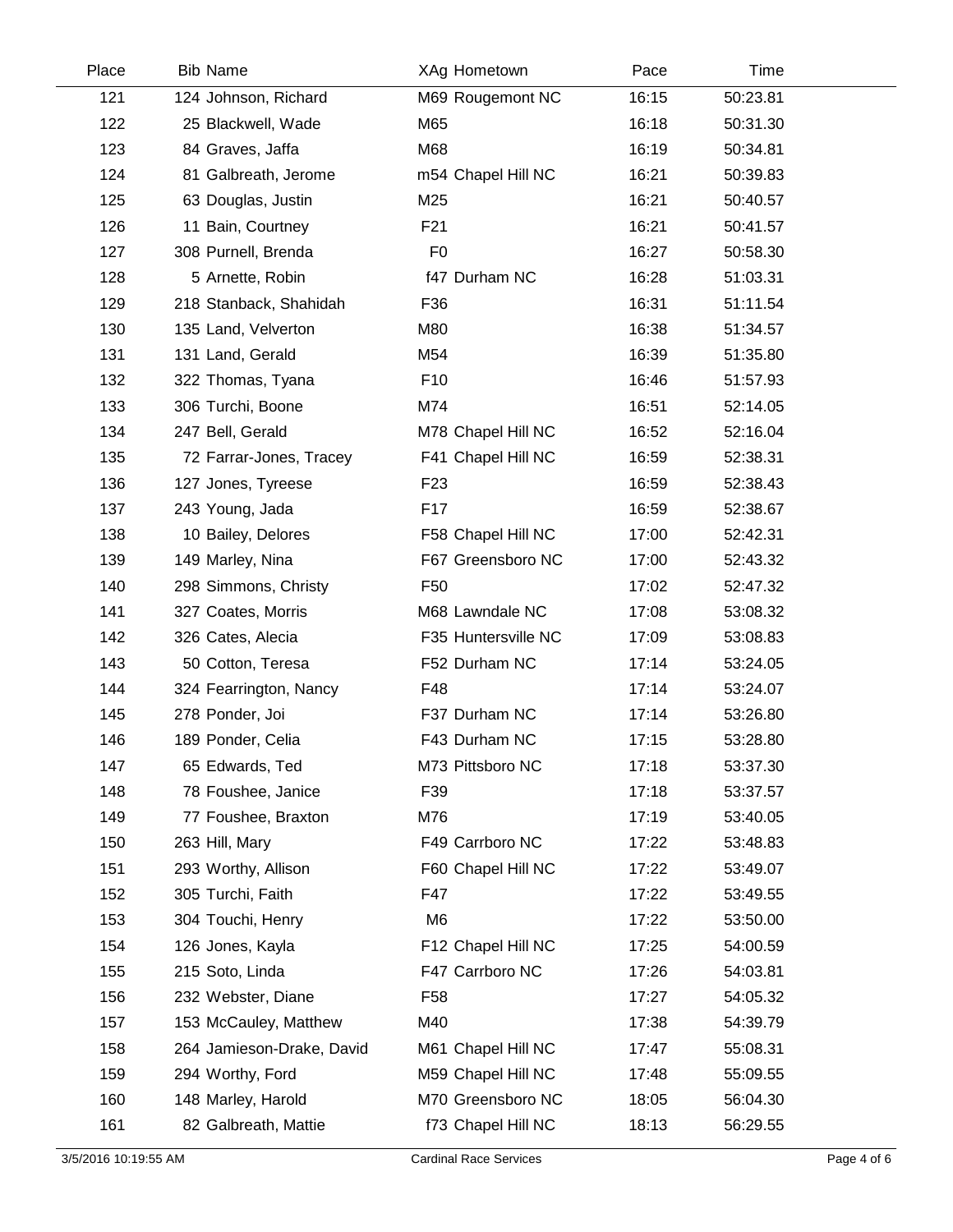| Place | Bib | Name | XAg | Hometown | Pace | Time |
|---|---|---|---|---|---|---|
| 121 | 124 | Johnson, Richard | M69 | Rougemont NC | 16:15 | 50:23.81 |
| 122 | 25 | Blackwell, Wade | M65 | | 16:18 | 50:31.30 |
| 123 | 84 | Graves, Jaffa | M68 | | 16:19 | 50:34.81 |
| 124 | 81 | Galbreath, Jerome | m54 | Chapel Hill NC | 16:21 | 50:39.83 |
| 125 | 63 | Douglas, Justin | M25 | | 16:21 | 50:40.57 |
| 126 | 11 | Bain, Courtney | F21 | | 16:21 | 50:41.57 |
| 127 | 308 | Purnell, Brenda | F0 | | 16:27 | 50:58.30 |
| 128 | 5 | Arnette, Robin | f47 | Durham NC | 16:28 | 51:03.31 |
| 129 | 218 | Stanback, Shahidah | F36 | | 16:31 | 51:11.54 |
| 130 | 135 | Land, Velverton | M80 | | 16:38 | 51:34.57 |
| 131 | 131 | Land, Gerald | M54 | | 16:39 | 51:35.80 |
| 132 | 322 | Thomas, Tyana | F10 | | 16:46 | 51:57.93 |
| 133 | 306 | Turchi, Boone | M74 | | 16:51 | 52:14.05 |
| 134 | 247 | Bell, Gerald | M78 | Chapel Hill NC | 16:52 | 52:16.04 |
| 135 | 72 | Farrar-Jones, Tracey | F41 | Chapel Hill NC | 16:59 | 52:38.31 |
| 136 | 127 | Jones, Tyreese | F23 | | 16:59 | 52:38.43 |
| 137 | 243 | Young, Jada | F17 | | 16:59 | 52:38.67 |
| 138 | 10 | Bailey, Delores | F58 | Chapel Hill NC | 17:00 | 52:42.31 |
| 139 | 149 | Marley, Nina | F67 | Greensboro NC | 17:00 | 52:43.32 |
| 140 | 298 | Simmons, Christy | F50 | | 17:02 | 52:47.32 |
| 141 | 327 | Coates, Morris | M68 | Lawndale NC | 17:08 | 53:08.32 |
| 142 | 326 | Cates, Alecia | F35 | Huntersville NC | 17:09 | 53:08.83 |
| 143 | 50 | Cotton, Teresa | F52 | Durham NC | 17:14 | 53:24.05 |
| 144 | 324 | Fearrington, Nancy | F48 | | 17:14 | 53:24.07 |
| 145 | 278 | Ponder, Joi | F37 | Durham NC | 17:14 | 53:26.80 |
| 146 | 189 | Ponder, Celia | F43 | Durham NC | 17:15 | 53:28.80 |
| 147 | 65 | Edwards, Ted | M73 | Pittsboro NC | 17:18 | 53:37.30 |
| 148 | 78 | Foushee, Janice | F39 | | 17:18 | 53:37.57 |
| 149 | 77 | Foushee, Braxton | M76 | | 17:19 | 53:40.05 |
| 150 | 263 | Hill, Mary | F49 | Carrboro NC | 17:22 | 53:48.83 |
| 151 | 293 | Worthy, Allison | F60 | Chapel Hill NC | 17:22 | 53:49.07 |
| 152 | 305 | Turchi, Faith | F47 | | 17:22 | 53:49.55 |
| 153 | 304 | Touchi, Henry | M6 | | 17:22 | 53:50.00 |
| 154 | 126 | Jones, Kayla | F12 | Chapel Hill NC | 17:25 | 54:00.59 |
| 155 | 215 | Soto, Linda | F47 | Carrboro NC | 17:26 | 54:03.81 |
| 156 | 232 | Webster, Diane | F58 | | 17:27 | 54:05.32 |
| 157 | 153 | McCauley, Matthew | M40 | | 17:38 | 54:39.79 |
| 158 | 264 | Jamieson-Drake, David | M61 | Chapel Hill NC | 17:47 | 55:08.31 |
| 159 | 294 | Worthy, Ford | M59 | Chapel Hill NC | 17:48 | 55:09.55 |
| 160 | 148 | Marley, Harold | M70 | Greensboro NC | 18:05 | 56:04.30 |
| 161 | 82 | Galbreath, Mattie | f73 | Chapel Hill NC | 18:13 | 56:29.55 |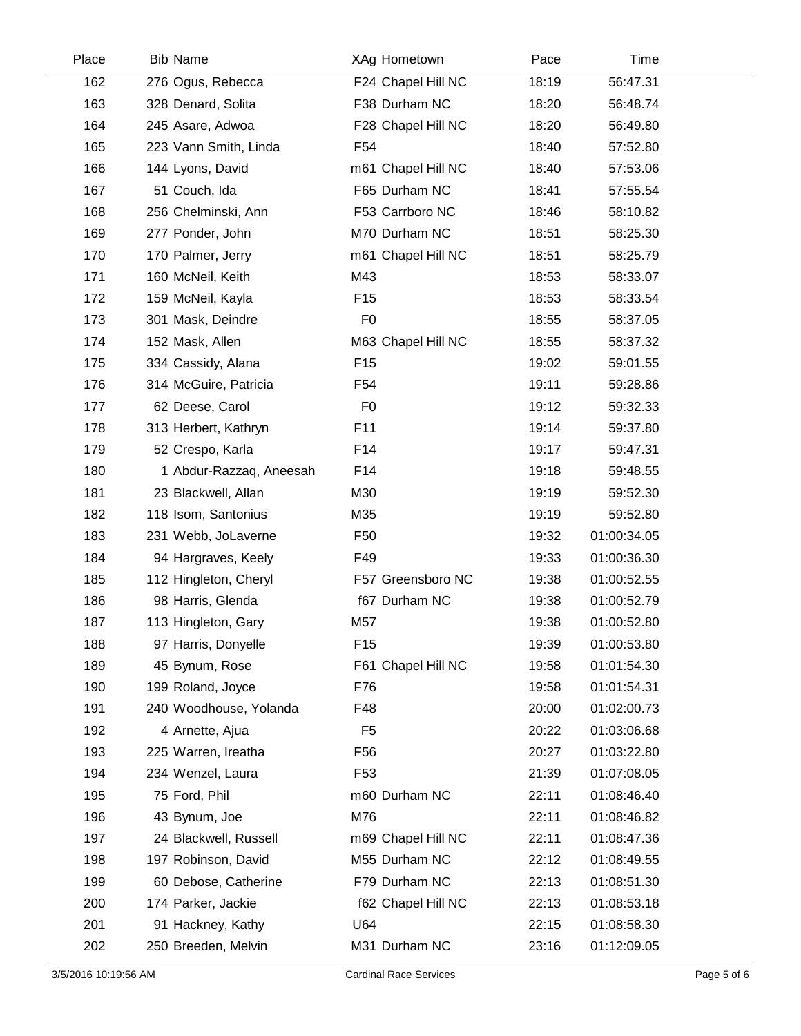| Place | Bib | Name | XAg | Hometown | Pace | Time |
|---|---|---|---|---|---|---|
| 162 | 276 | Ogus, Rebecca | F24 | Chapel Hill NC | 18:19 | 56:47.31 |
| 163 | 328 | Denard, Solita | F38 | Durham NC | 18:20 | 56:48.74 |
| 164 | 245 | Asare, Adwoa | F28 | Chapel Hill NC | 18:20 | 56:49.80 |
| 165 | 223 | Vann Smith, Linda | F54 | | 18:40 | 57:52.80 |
| 166 | 144 | Lyons, David | m61 | Chapel Hill NC | 18:40 | 57:53.06 |
| 167 | 51 | Couch, Ida | F65 | Durham NC | 18:41 | 57:55.54 |
| 168 | 256 | Chelminski, Ann | F53 | Carrboro NC | 18:46 | 58:10.82 |
| 169 | 277 | Ponder, John | M70 | Durham NC | 18:51 | 58:25.30 |
| 170 | 170 | Palmer, Jerry | m61 | Chapel Hill NC | 18:51 | 58:25.79 |
| 171 | 160 | McNeil, Keith | M43 | | 18:53 | 58:33.07 |
| 172 | 159 | McNeil, Kayla | F15 | | 18:53 | 58:33.54 |
| 173 | 301 | Mask, Deindre | F0 | | 18:55 | 58:37.05 |
| 174 | 152 | Mask, Allen | M63 | Chapel Hill NC | 18:55 | 58:37.32 |
| 175 | 334 | Cassidy, Alana | F15 | | 19:02 | 59:01.55 |
| 176 | 314 | McGuire, Patricia | F54 | | 19:11 | 59:28.86 |
| 177 | 62 | Deese, Carol | F0 | | 19:12 | 59:32.33 |
| 178 | 313 | Herbert, Kathryn | F11 | | 19:14 | 59:37.80 |
| 179 | 52 | Crespo, Karla | F14 | | 19:17 | 59:47.31 |
| 180 | 1 | Abdur-Razzaq, Aneesah | F14 | | 19:18 | 59:48.55 |
| 181 | 23 | Blackwell, Allan | M30 | | 19:19 | 59:52.30 |
| 182 | 118 | Isom, Santonius | M35 | | 19:19 | 59:52.80 |
| 183 | 231 | Webb, JoLaverne | F50 | | 19:32 | 01:00:34.05 |
| 184 | 94 | Hargraves, Keely | F49 | | 19:33 | 01:00:36.30 |
| 185 | 112 | Hingleton, Cheryl | F57 | Greensboro NC | 19:38 | 01:00:52.55 |
| 186 | 98 | Harris, Glenda | f67 | Durham NC | 19:38 | 01:00:52.79 |
| 187 | 113 | Hingleton, Gary | M57 | | 19:38 | 01:00:52.80 |
| 188 | 97 | Harris, Donyelle | F15 | | 19:39 | 01:00:53.80 |
| 189 | 45 | Bynum, Rose | F61 | Chapel Hill NC | 19:58 | 01:01:54.30 |
| 190 | 199 | Roland, Joyce | F76 | | 19:58 | 01:01:54.31 |
| 191 | 240 | Woodhouse, Yolanda | F48 | | 20:00 | 01:02:00.73 |
| 192 | 4 | Arnette, Ajua | F5 | | 20:22 | 01:03:06.68 |
| 193 | 225 | Warren, Ireatha | F56 | | 20:27 | 01:03:22.80 |
| 194 | 234 | Wenzel, Laura | F53 | | 21:39 | 01:07:08.05 |
| 195 | 75 | Ford, Phil | m60 | Durham NC | 22:11 | 01:08:46.40 |
| 196 | 43 | Bynum, Joe | M76 | | 22:11 | 01:08:46.82 |
| 197 | 24 | Blackwell, Russell | m69 | Chapel Hill NC | 22:11 | 01:08:47.36 |
| 198 | 197 | Robinson, David | M55 | Durham NC | 22:12 | 01:08:49.55 |
| 199 | 60 | Debose, Catherine | F79 | Durham NC | 22:13 | 01:08:51.30 |
| 200 | 174 | Parker, Jackie | f62 | Chapel Hill NC | 22:13 | 01:08:53.18 |
| 201 | 91 | Hackney, Kathy | U64 | | 22:15 | 01:08:58.30 |
| 202 | 250 | Breeden, Melvin | M31 | Durham NC | 23:16 | 01:12:09.05 |

3/5/2016 10:19:56 AM Cardinal Race Services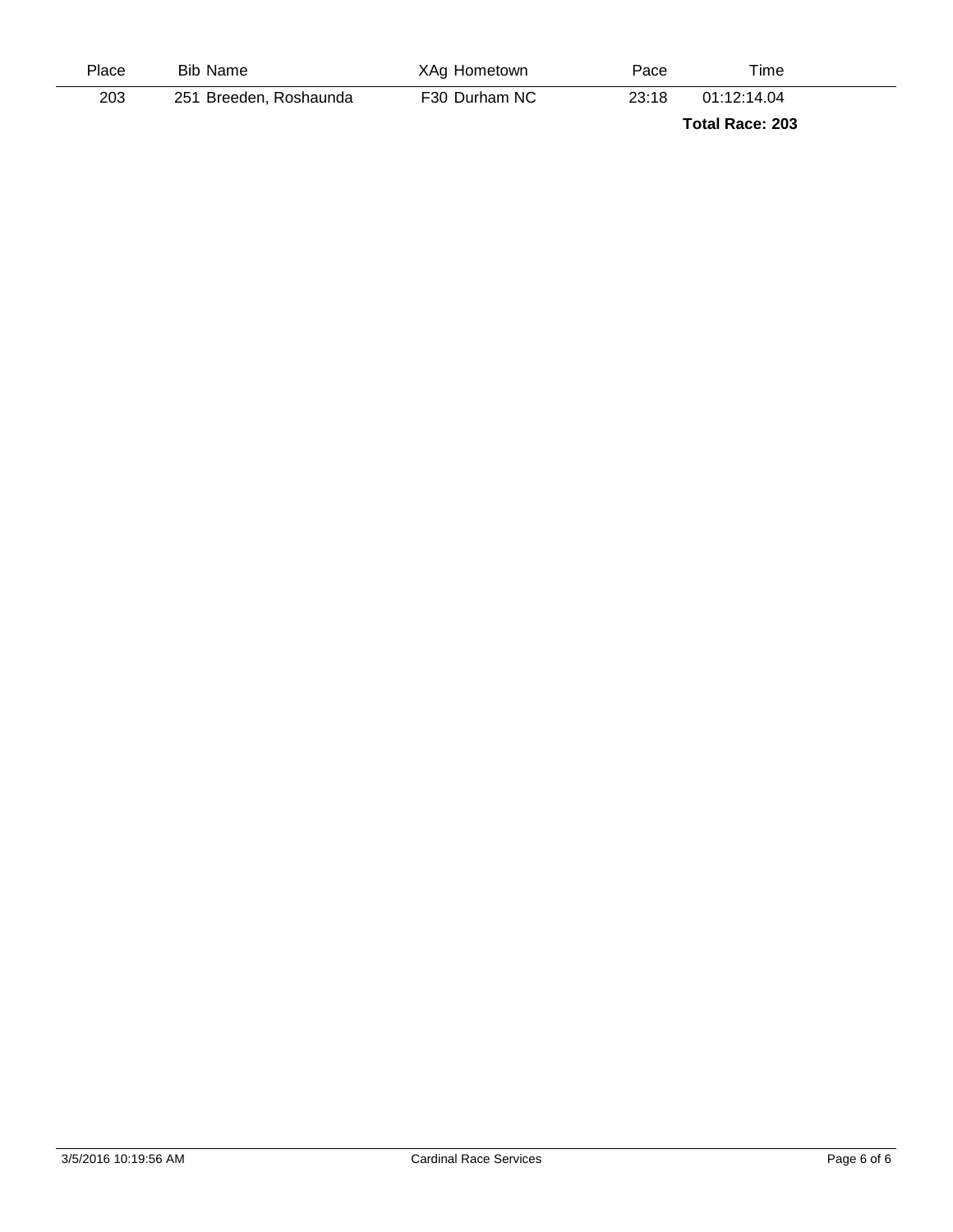| Place | Bib | Name | XAg | Hometown | Pace | Time |
|---|---|---|---|---|---|---|
| 203 | 251 | Breeden, Roshaunda | F30 | Durham NC | 23:18 | 01:12:14.04 |

**Total Race: 203**

3/5/2016 10:19:56 AM Cardinal Race Services